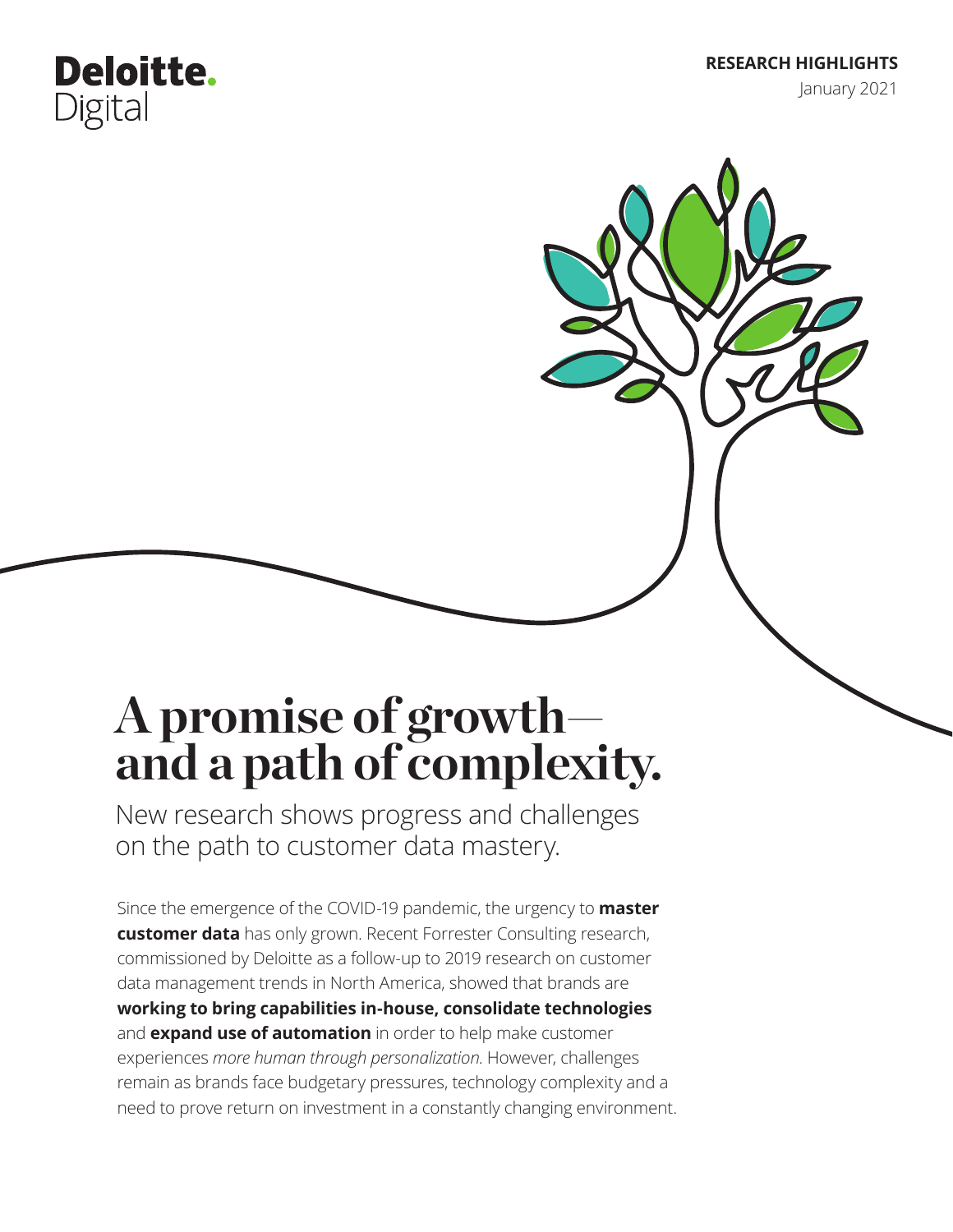Deloitte. Digital

**RESEARCH HIGHLIGHTS**
January 2021

# A promise of growth—and a path of complexity.

## New research shows progress and challenges on the path to customer data mastery.

Since the emergence of the COVID-19 pandemic, the urgency to **master customer data** has only grown. Recent Forrester Consulting research, commissioned by Deloitte as a follow-up to 2019 research on customer data management trends in North America, showed that brands are **working to bring capabilities in-house, consolidate technologies** and **expand use of automation** in order to help make customer experiences *more human through personalization*. However, challenges remain as brands face budgetary pressures, technology complexity and a need to prove return on investment in a constantly changing environment.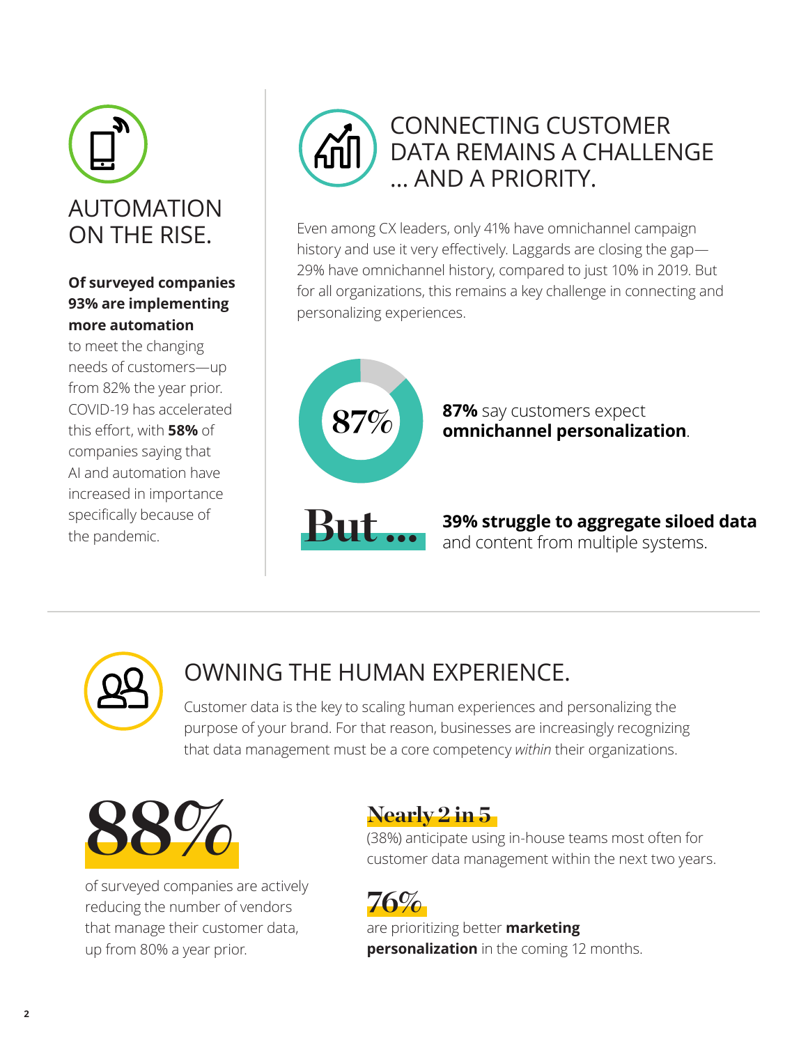## AUTOMATION ON THE RISE.

**Of surveyed companies 93% are implementing more automation** to meet the changing needs of customers—up from 82% the year prior. COVID-19 has accelerated this effort, with **58%** of companies saying that AI and automation have increased in importance specifically because of the pandemic.

## CONNECTING CUSTOMER DATA REMAINS A CHALLENGE ... AND A PRIORITY.

Even among CX leaders, only 41% have omnichannel campaign history and use it very effectively. Laggards are closing the gap—29% have omnichannel history, compared to just 10% in 2019. But for all organizations, this remains a key challenge in connecting and personalizing experiences.

87%

**87%** say customers expect **omnichannel personalization**.

But ...

**39% struggle to aggregate siloed data** and content from multiple systems.

## OWNING THE HUMAN EXPERIENCE.

Customer data is the key to scaling human experiences and personalizing the purpose of your brand. For that reason, businesses are increasingly recognizing that data management must be a core competency *within* their organizations.

**88%**

of surveyed companies are actively reducing the number of vendors that manage their customer data, up from 80% a year prior.

**Nearly 2 in 5**

(38%) anticipate using in-house teams most often for customer data management within the next two years.

**76%**

are prioritizing better **marketing personalization** in the coming 12 months.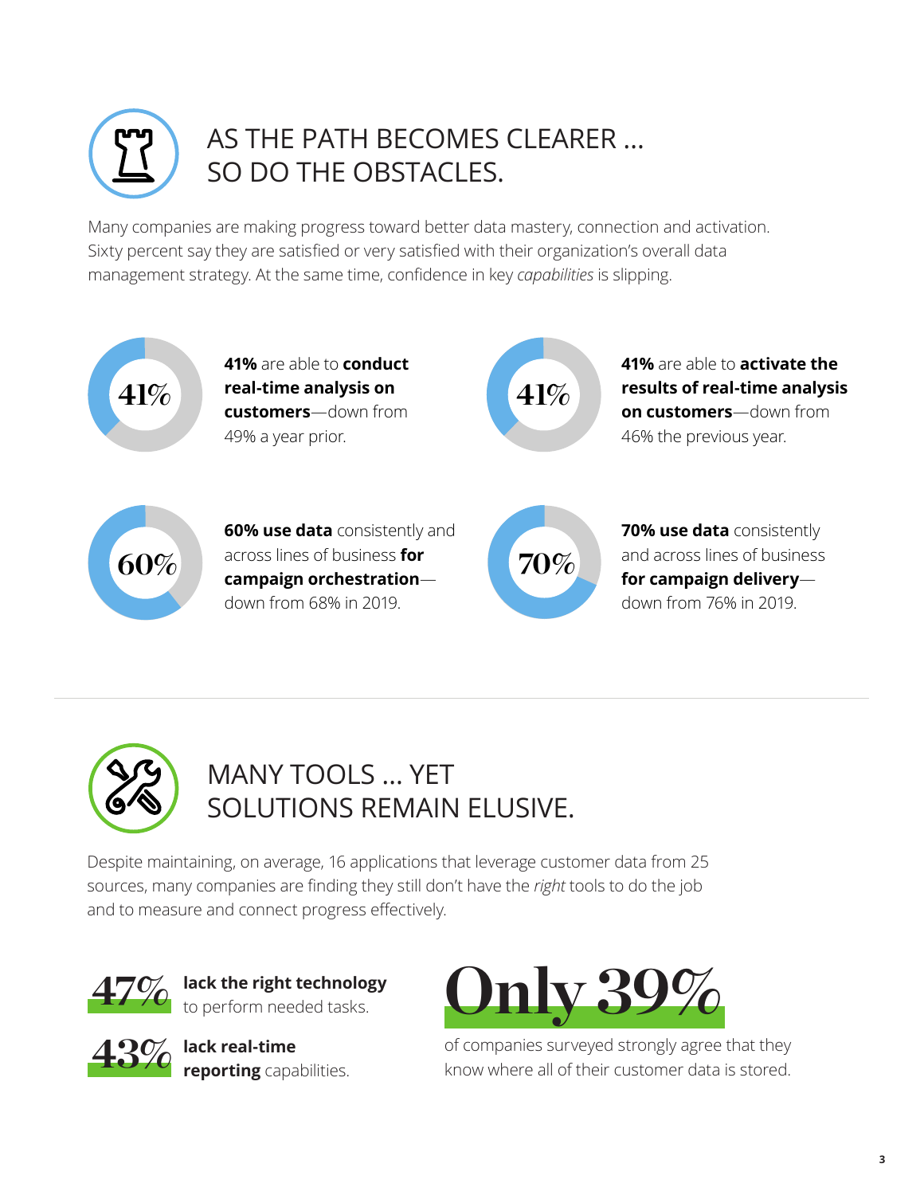# AS THE PATH BECOMES CLEARER … SO DO THE OBSTACLES.

Many companies are making progress toward better data mastery, connection and activation. Sixty percent say they are satisfied or very satisfied with their organization's overall data management strategy. At the same time, confidence in key *capabilities* is slipping.

41%

**41%** are able to **conduct real-time analysis on customers**—down from 49% a year prior.

41%

**41%** are able to **activate the results of real-time analysis on customers**—down from 46% the previous year.

60%

**60% use data** consistently and across lines of business **for campaign orchestration**—down from 68% in 2019.

70%

**70% use data** consistently and across lines of business **for campaign delivery**—down from 76% in 2019.

# MANY TOOLS … YET SOLUTIONS REMAIN ELUSIVE.

Despite maintaining, on average, 16 applications that leverage customer data from 25 sources, many companies are finding they still don't have the *right* tools to do the job and to measure and connect progress effectively.

**47%** **lack the right technology** to perform needed tasks.

**43%** **lack real-time reporting** capabilities.

**Only 39%** of companies surveyed strongly agree that they know where all of their customer data is stored.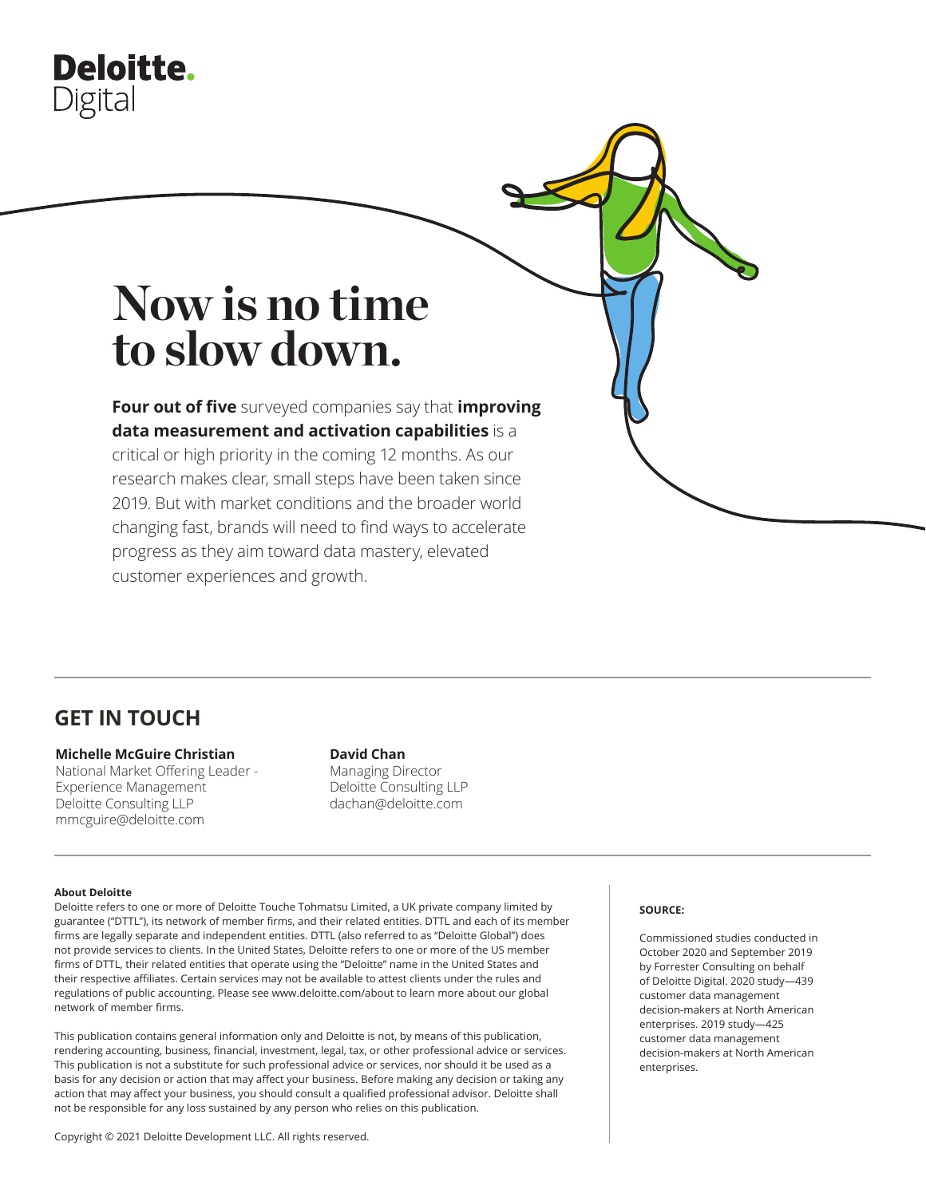Deloitte.
Digital

# Now is no time to slow down.

**Four out of five** surveyed companies say that **improving data measurement and activation capabilities** is a critical or high priority in the coming 12 months. As our research makes clear, small steps have been taken since 2019. But with market conditions and the broader world changing fast, brands will need to find ways to accelerate progress as they aim toward data mastery, elevated customer experiences and growth.

## GET IN TOUCH

**Michelle McGuire Christian**
National Market Offering Leader - Experience Management
Deloitte Consulting LLP
mmcguire@deloitte.com

**David Chan**
Managing Director
Deloitte Consulting LLP
dachan@deloitte.com

**About Deloitte**
Deloitte refers to one or more of Deloitte Touche Tohmatsu Limited, a UK private company limited by guarantee ("DTTL"), its network of member firms, and their related entities. DTTL and each of its member firms are legally separate and independent entities. DTTL (also referred to as "Deloitte Global") does not provide services to clients. In the United States, Deloitte refers to one or more of the US member firms of DTTL, their related entities that operate using the "Deloitte" name in the United States and their respective affiliates. Certain services may not be available to attest clients under the rules and regulations of public accounting. Please see www.deloitte.com/about to learn more about our global network of member firms.

This publication contains general information only and Deloitte is not, by means of this publication, rendering accounting, business, financial, investment, legal, tax, or other professional advice or services. This publication is not a substitute for such professional advice or services, nor should it be used as a basis for any decision or action that may affect your business. Before making any decision or taking any action that may affect your business, you should consult a qualified professional advisor. Deloitte shall not be responsible for any loss sustained by any person who relies on this publication.

Copyright © 2021 Deloitte Development LLC. All rights reserved.

**SOURCE:**

Commissioned studies conducted in October 2020 and September 2019 by Forrester Consulting on behalf of Deloitte Digital. 2020 study—439 customer data management decision-makers at North American enterprises. 2019 study—425 customer data management decision-makers at North American enterprises.